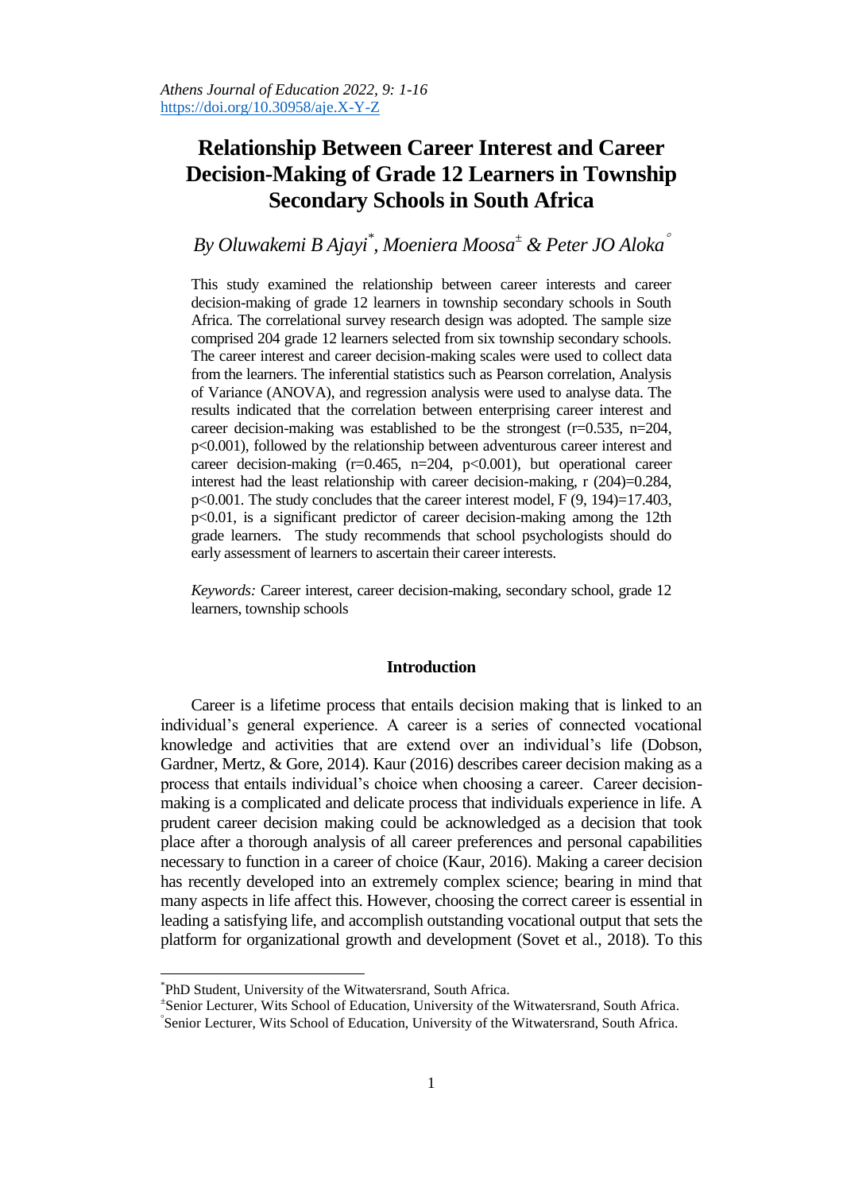# Relationship Between Career Interest and Career Decision-Making of Grade 12 Learners in Township Secondary Schools in South Africa

*By Oluwakemi B Ajayi[*], Moeniera Moosa[±] & Peter JO Aloka[°]*

This study examined the relationship between career interests and career decision-making of grade 12 learners in township secondary schools in South Africa. The correlational survey research design was adopted. The sample size comprised 204 grade 12 learners selected from six township secondary schools. The career interest and career decision-making scales were used to collect data from the learners. The inferential statistics such as Pearson correlation, Analysis of Variance (ANOVA), and regression analysis were used to analyse data. The results indicated that the correlation between enterprising career interest and career decision-making was established to be the strongest ($r=0.535$, $n=204$, $p<0.001$), followed by the relationship between adventurous career interest and career decision-making ($r=0.465$, $n=204$, $p<0.001$), but operational career interest had the least relationship with career decision-making, $r$ $(204)=0.284$, $p<0.001$. The study concludes that the career interest model, $F$ $(9, 194)=17.403$, $p<0.01$, is a significant predictor of career decision-making among the 12th grade learners. The study recommends that school psychologists should do early assessment of learners to ascertain their career interests.

*Keywords:* Career interest, career decision-making, secondary school, grade 12 learners, township schools

## Introduction

Career is a lifetime process that entails decision making that is linked to an individual's general experience. A career is a series of connected vocational knowledge and activities that are extend over an individual's life (Dobson, Gardner, Mertz, & Gore, 2014). Kaur (2016) describes career decision making as a process that entails individual's choice when choosing a career. Career decision-making is a complicated and delicate process that individuals experience in life. A prudent career decision making could be acknowledged as a decision that took place after a thorough analysis of all career preferences and personal capabilities necessary to function in a career of choice (Kaur, 2016). Making a career decision has recently developed into an extremely complex science; bearing in mind that many aspects in life affect this. However, choosing the correct career is essential in leading a satisfying life, and accomplish outstanding vocational output that sets the platform for organizational growth and development (Sovet et al., 2018). To this

---

[*] PhD Student, University of the Witwatersrand, South Africa.

[±] Senior Lecturer, Wits School of Education, University of the Witwatersrand, South Africa.

[°] Senior Lecturer, Wits School of Education, University of the Witwatersrand, South Africa.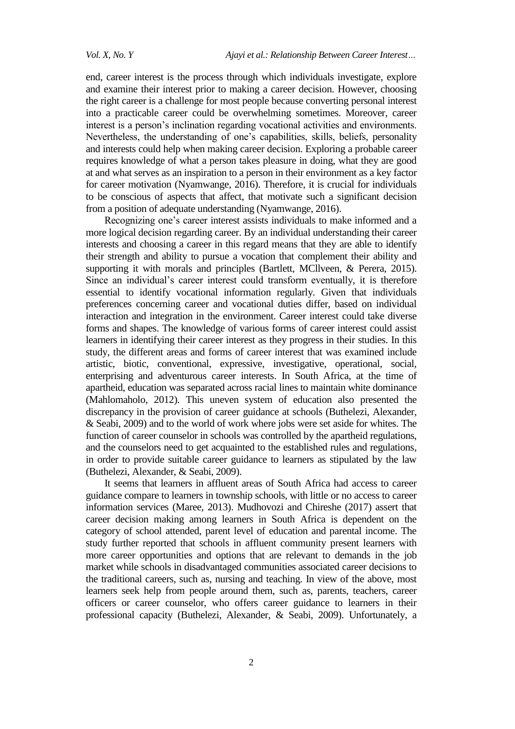end, career interest is the process through which individuals investigate, explore and examine their interest prior to making a career decision. However, choosing the right career is a challenge for most people because converting personal interest into a practicable career could be overwhelming sometimes. Moreover, career interest is a person's inclination regarding vocational activities and environments. Nevertheless, the understanding of one's capabilities, skills, beliefs, personality and interests could help when making career decision. Exploring a probable career requires knowledge of what a person takes pleasure in doing, what they are good at and what serves as an inspiration to a person in their environment as a key factor for career motivation (Nyamwange, 2016). Therefore, it is crucial for individuals to be conscious of aspects that affect, that motivate such a significant decision from a position of adequate understanding (Nyamwange, 2016).

Recognizing one's career interest assists individuals to make informed and a more logical decision regarding career. By an individual understanding their career interests and choosing a career in this regard means that they are able to identify their strength and ability to pursue a vocation that complement their ability and supporting it with morals and principles (Bartlett, MCllveen, & Perera, 2015). Since an individual's career interest could transform eventually, it is therefore essential to identify vocational information regularly. Given that individuals preferences concerning career and vocational duties differ, based on individual interaction and integration in the environment. Career interest could take diverse forms and shapes. The knowledge of various forms of career interest could assist learners in identifying their career interest as they progress in their studies. In this study, the different areas and forms of career interest that was examined include artistic, biotic, conventional, expressive, investigative, operational, social, enterprising and adventurous career interests. In South Africa, at the time of apartheid, education was separated across racial lines to maintain white dominance (Mahlomaholo, 2012). This uneven system of education also presented the discrepancy in the provision of career guidance at schools (Buthelezi, Alexander, & Seabi, 2009) and to the world of work where jobs were set aside for whites. The function of career counselor in schools was controlled by the apartheid regulations, and the counselors need to get acquainted to the established rules and regulations, in order to provide suitable career guidance to learners as stipulated by the law (Buthelezi, Alexander, & Seabi, 2009).

It seems that learners in affluent areas of South Africa had access to career guidance compare to learners in township schools, with little or no access to career information services (Maree, 2013). Mudhovozi and Chireshe (2017) assert that career decision making among learners in South Africa is dependent on the category of school attended, parent level of education and parental income. The study further reported that schools in affluent community present learners with more career opportunities and options that are relevant to demands in the job market while schools in disadvantaged communities associated career decisions to the traditional careers, such as, nursing and teaching. In view of the above, most learners seek help from people around them, such as, parents, teachers, career officers or career counselor, who offers career guidance to learners in their professional capacity (Buthelezi, Alexander, & Seabi, 2009). Unfortunately, a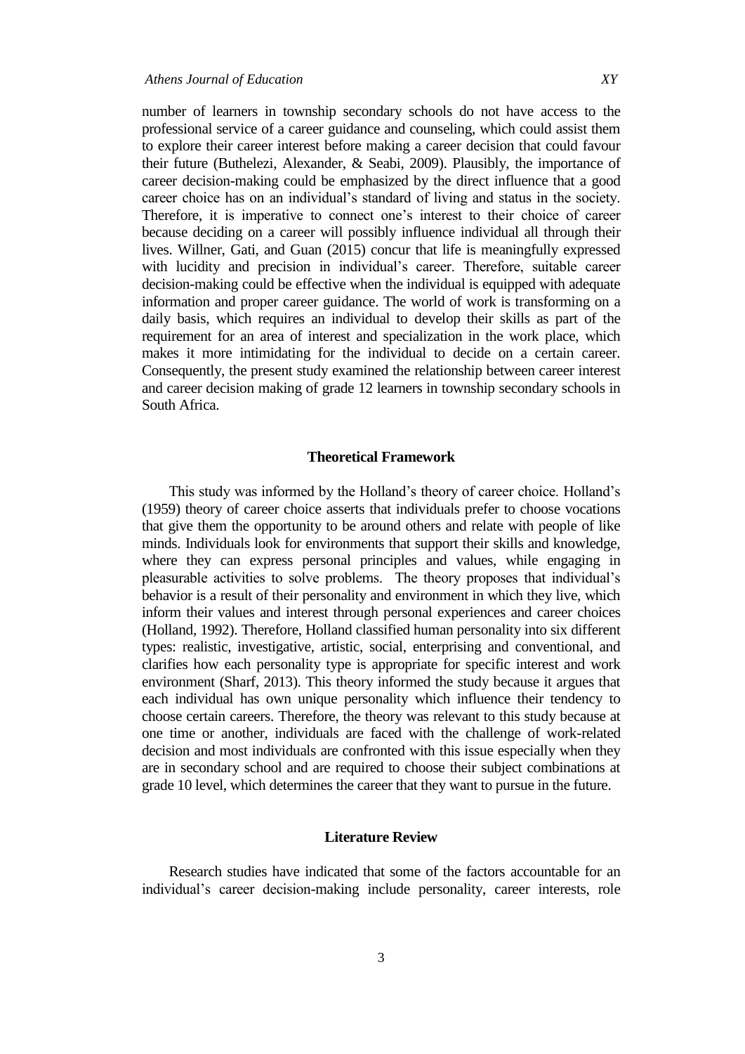number of learners in township secondary schools do not have access to the professional service of a career guidance and counseling, which could assist them to explore their career interest before making a career decision that could favour their future (Buthelezi, Alexander, & Seabi, 2009). Plausibly, the importance of career decision-making could be emphasized by the direct influence that a good career choice has on an individual's standard of living and status in the society. Therefore, it is imperative to connect one's interest to their choice of career because deciding on a career will possibly influence individual all through their lives. Willner, Gati, and Guan (2015) concur that life is meaningfully expressed with lucidity and precision in individual's career. Therefore, suitable career decision-making could be effective when the individual is equipped with adequate information and proper career guidance. The world of work is transforming on a daily basis, which requires an individual to develop their skills as part of the requirement for an area of interest and specialization in the work place, which makes it more intimidating for the individual to decide on a certain career. Consequently, the present study examined the relationship between career interest and career decision making of grade 12 learners in township secondary schools in South Africa.

## Theoretical Framework

This study was informed by the Holland's theory of career choice. Holland's (1959) theory of career choice asserts that individuals prefer to choose vocations that give them the opportunity to be around others and relate with people of like minds. Individuals look for environments that support their skills and knowledge, where they can express personal principles and values, while engaging in pleasurable activities to solve problems. The theory proposes that individual's behavior is a result of their personality and environment in which they live, which inform their values and interest through personal experiences and career choices (Holland, 1992). Therefore, Holland classified human personality into six different types: realistic, investigative, artistic, social, enterprising and conventional, and clarifies how each personality type is appropriate for specific interest and work environment (Sharf, 2013). This theory informed the study because it argues that each individual has own unique personality which influence their tendency to choose certain careers. Therefore, the theory was relevant to this study because at one time or another, individuals are faced with the challenge of work-related decision and most individuals are confronted with this issue especially when they are in secondary school and are required to choose their subject combinations at grade 10 level, which determines the career that they want to pursue in the future.

## Literature Review

Research studies have indicated that some of the factors accountable for an individual's career decision-making include personality, career interests, role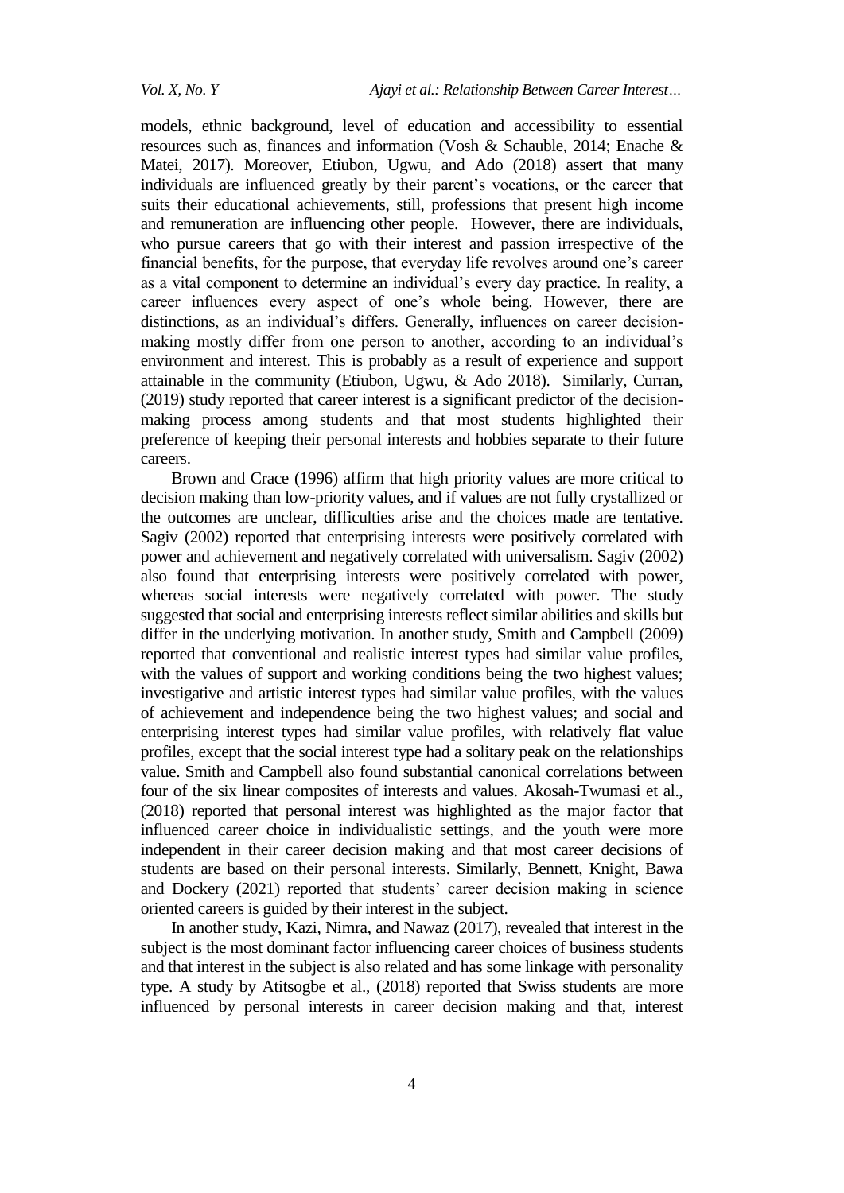models, ethnic background, level of education and accessibility to essential resources such as, finances and information (Vosh & Schauble, 2014; Enache & Matei, 2017). Moreover, Etiubon, Ugwu, and Ado (2018) assert that many individuals are influenced greatly by their parent's vocations, or the career that suits their educational achievements, still, professions that present high income and remuneration are influencing other people. However, there are individuals, who pursue careers that go with their interest and passion irrespective of the financial benefits, for the purpose, that everyday life revolves around one's career as a vital component to determine an individual's every day practice. In reality, a career influences every aspect of one's whole being. However, there are distinctions, as an individual's differs. Generally, influences on career decision-making mostly differ from one person to another, according to an individual's environment and interest. This is probably as a result of experience and support attainable in the community (Etiubon, Ugwu, & Ado 2018). Similarly, Curran, (2019) study reported that career interest is a significant predictor of the decision-making process among students and that most students highlighted their preference of keeping their personal interests and hobbies separate to their future careers.

Brown and Crace (1996) affirm that high priority values are more critical to decision making than low-priority values, and if values are not fully crystallized or the outcomes are unclear, difficulties arise and the choices made are tentative. Sagiv (2002) reported that enterprising interests were positively correlated with power and achievement and negatively correlated with universalism. Sagiv (2002) also found that enterprising interests were positively correlated with power, whereas social interests were negatively correlated with power. The study suggested that social and enterprising interests reflect similar abilities and skills but differ in the underlying motivation. In another study, Smith and Campbell (2009) reported that conventional and realistic interest types had similar value profiles, with the values of support and working conditions being the two highest values; investigative and artistic interest types had similar value profiles, with the values of achievement and independence being the two highest values; and social and enterprising interest types had similar value profiles, with relatively flat value profiles, except that the social interest type had a solitary peak on the relationships value. Smith and Campbell also found substantial canonical correlations between four of the six linear composites of interests and values. Akosah-Twumasi et al., (2018) reported that personal interest was highlighted as the major factor that influenced career choice in individualistic settings, and the youth were more independent in their career decision making and that most career decisions of students are based on their personal interests. Similarly, Bennett, Knight, Bawa and Dockery (2021) reported that students' career decision making in science oriented careers is guided by their interest in the subject.

In another study, Kazi, Nimra, and Nawaz (2017), revealed that interest in the subject is the most dominant factor influencing career choices of business students and that interest in the subject is also related and has some linkage with personality type. A study by Atitsogbe et al., (2018) reported that Swiss students are more influenced by personal interests in career decision making and that, interest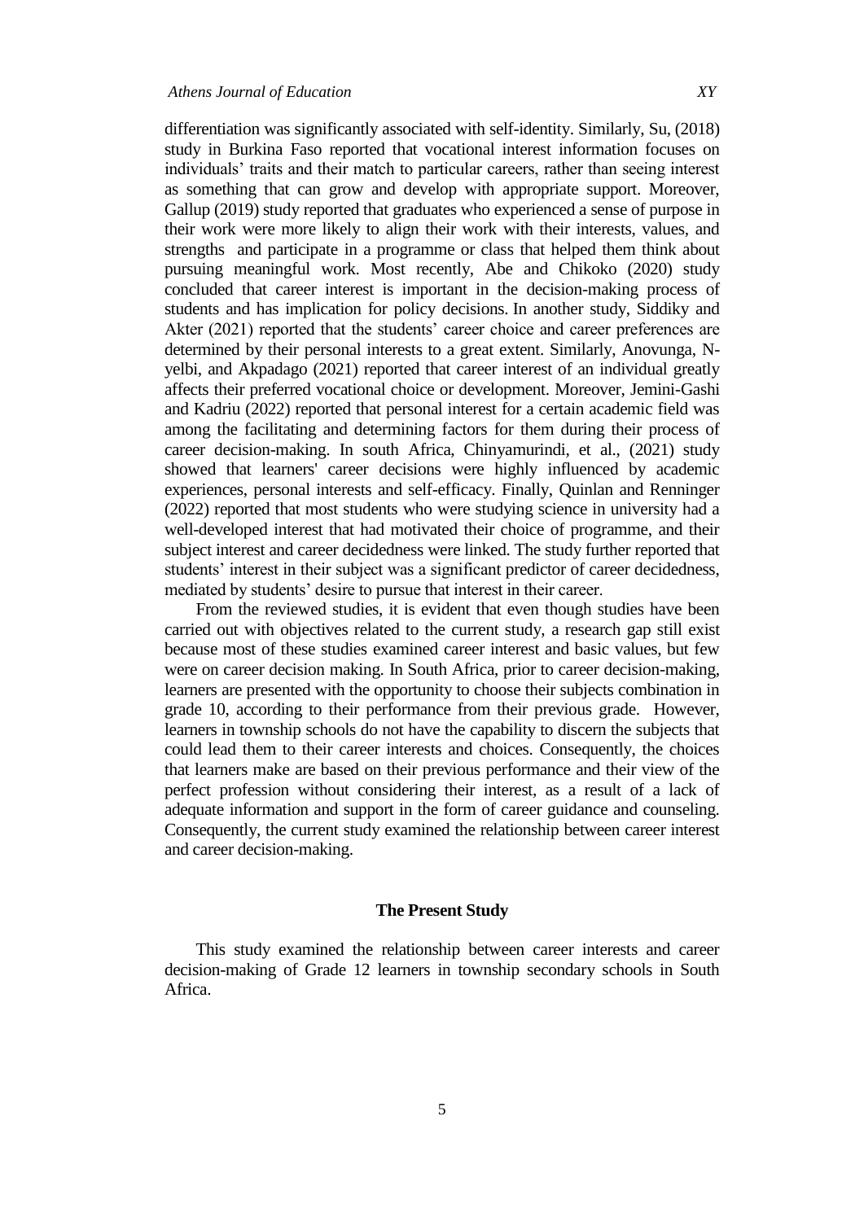differentiation was significantly associated with self-identity. Similarly, Su, (2018) study in Burkina Faso reported that vocational interest information focuses on individuals' traits and their match to particular careers, rather than seeing interest as something that can grow and develop with appropriate support. Moreover, Gallup (2019) study reported that graduates who experienced a sense of purpose in their work were more likely to align their work with their interests, values, and strengths and participate in a programme or class that helped them think about pursuing meaningful work. Most recently, Abe and Chikoko (2020) study concluded that career interest is important in the decision-making process of students and has implication for policy decisions. In another study, Siddiky and Akter (2021) reported that the students' career choice and career preferences are determined by their personal interests to a great extent. Similarly, Anovunga, N-yelbi, and Akpadago (2021) reported that career interest of an individual greatly affects their preferred vocational choice or development. Moreover, Jemini-Gashi and Kadriu (2022) reported that personal interest for a certain academic field was among the facilitating and determining factors for them during their process of career decision-making. In south Africa, Chinyamurindi, et al., (2021) study showed that learners' career decisions were highly influenced by academic experiences, personal interests and self-efficacy. Finally, Quinlan and Renninger (2022) reported that most students who were studying science in university had a well-developed interest that had motivated their choice of programme, and their subject interest and career decidedness were linked. The study further reported that students' interest in their subject was a significant predictor of career decidedness, mediated by students' desire to pursue that interest in their career.

From the reviewed studies, it is evident that even though studies have been carried out with objectives related to the current study, a research gap still exist because most of these studies examined career interest and basic values, but few were on career decision making. In South Africa, prior to career decision-making, learners are presented with the opportunity to choose their subjects combination in grade 10, according to their performance from their previous grade. However, learners in township schools do not have the capability to discern the subjects that could lead them to their career interests and choices. Consequently, the choices that learners make are based on their previous performance and their view of the perfect profession without considering their interest, as a result of a lack of adequate information and support in the form of career guidance and counseling. Consequently, the current study examined the relationship between career interest and career decision-making.

## The Present Study

This study examined the relationship between career interests and career decision-making of Grade 12 learners in township secondary schools in South Africa.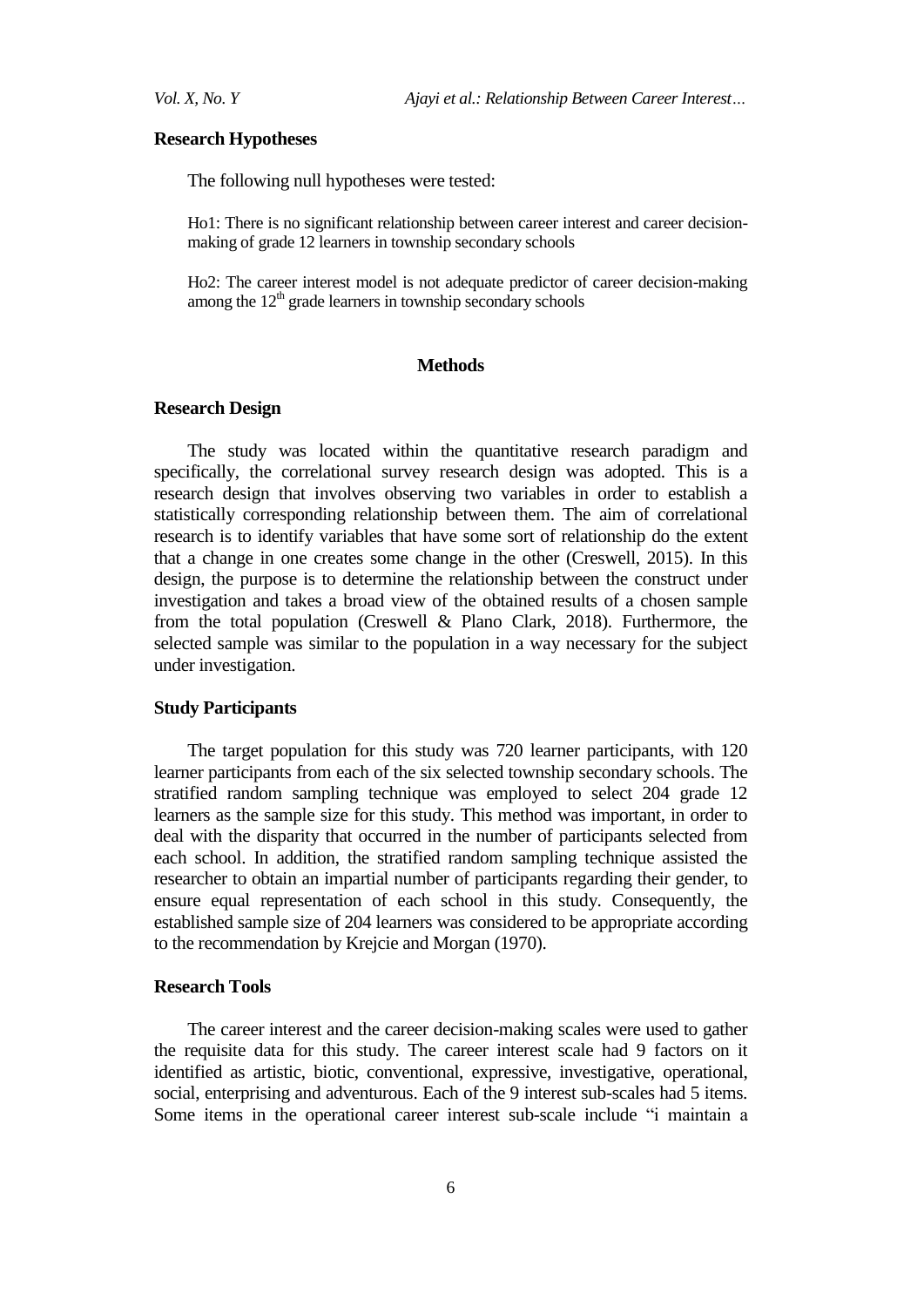### Research Hypotheses

The following null hypotheses were tested:

Ho1: There is no significant relationship between career interest and career decision-making of grade 12 learners in township secondary schools

Ho2: The career interest model is not adequate predictor of career decision-making among the $12^{th}$ grade learners in township secondary schools

## Methods

### Research Design

The study was located within the quantitative research paradigm and specifically, the correlational survey research design was adopted. This is a research design that involves observing two variables in order to establish a statistically corresponding relationship between them. The aim of correlational research is to identify variables that have some sort of relationship do the extent that a change in one creates some change in the other (Creswell, 2015). In this design, the purpose is to determine the relationship between the construct under investigation and takes a broad view of the obtained results of a chosen sample from the total population (Creswell & Plano Clark, 2018). Furthermore, the selected sample was similar to the population in a way necessary for the subject under investigation.

### Study Participants

The target population for this study was 720 learner participants, with 120 learner participants from each of the six selected township secondary schools. The stratified random sampling technique was employed to select 204 grade 12 learners as the sample size for this study. This method was important, in order to deal with the disparity that occurred in the number of participants selected from each school. In addition, the stratified random sampling technique assisted the researcher to obtain an impartial number of participants regarding their gender, to ensure equal representation of each school in this study. Consequently, the established sample size of 204 learners was considered to be appropriate according to the recommendation by Krejcie and Morgan (1970).

### Research Tools

The career interest and the career decision-making scales were used to gather the requisite data for this study. The career interest scale had 9 factors on it identified as artistic, biotic, conventional, expressive, investigative, operational, social, enterprising and adventurous. Each of the 9 interest sub-scales had 5 items. Some items in the operational career interest sub-scale include "i maintain a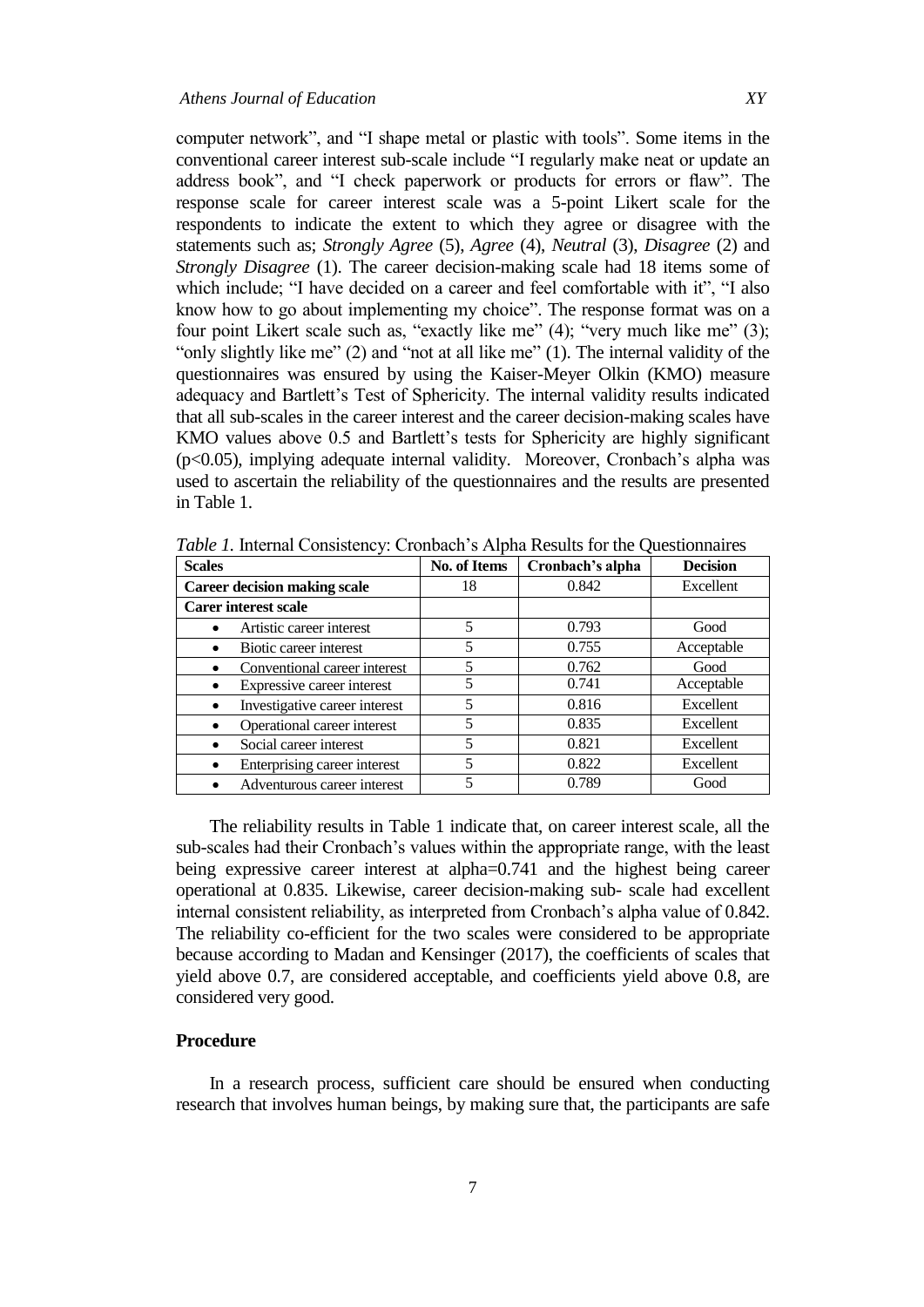computer network", and "I shape metal or plastic with tools". Some items in the conventional career interest sub-scale include "I regularly make neat or update an address book", and "I check paperwork or products for errors or flaw". The response scale for career interest scale was a 5-point Likert scale for the respondents to indicate the extent to which they agree or disagree with the statements such as; *Strongly Agree* (5), *Agree* (4), *Neutral* (3), *Disagree* (2) and *Strongly Disagree* (1). The career decision-making scale had 18 items some of which include; "I have decided on a career and feel comfortable with it", "I also know how to go about implementing my choice". The response format was on a four point Likert scale such as, "exactly like me" (4); "very much like me" (3); "only slightly like me" (2) and "not at all like me" (1). The internal validity of the questionnaires was ensured by using the Kaiser-Meyer Olkin (KMO) measure adequacy and Bartlett's Test of Sphericity. The internal validity results indicated that all sub-scales in the career interest and the career decision-making scales have KMO values above 0.5 and Bartlett's tests for Sphericity are highly significant ($p<0.05$), implying adequate internal validity. Moreover, Cronbach's alpha was used to ascertain the reliability of the questionnaires and the results are presented in Table 1.

*Table 1.* Internal Consistency: Cronbach's Alpha Results for the Questionnaires

| Scales | No. of Items | Cronbach's alpha | Decision |
|---|---|---|---|
| **Career decision making scale** | 18 | 0.842 | Excellent |
| **Carer interest scale** | | | |
| • Artistic career interest | 5 | 0.793 | Good |
| • Biotic career interest | 5 | 0.755 | Acceptable |
| • Conventional career interest | 5 | 0.762 | Good |
| • Expressive career interest | 5 | 0.741 | Acceptable |
| • Investigative career interest | 5 | 0.816 | Excellent |
| • Operational career interest | 5 | 0.835 | Excellent |
| • Social career interest | 5 | 0.821 | Excellent |
| • Enterprising career interest | 5 | 0.822 | Excellent |
| • Adventurous career interest | 5 | 0.789 | Good |

The reliability results in Table 1 indicate that, on career interest scale, all the sub-scales had their Cronbach's values within the appropriate range, with the least being expressive career interest at alpha=0.741 and the highest being career operational at 0.835. Likewise, career decision-making sub- scale had excellent internal consistent reliability, as interpreted from Cronbach's alpha value of 0.842. The reliability co-efficient for the two scales were considered to be appropriate because according to Madan and Kensinger (2017), the coefficients of scales that yield above 0.7, are considered acceptable, and coefficients yield above 0.8, are considered very good.

### Procedure

In a research process, sufficient care should be ensured when conducting research that involves human beings, by making sure that, the participants are safe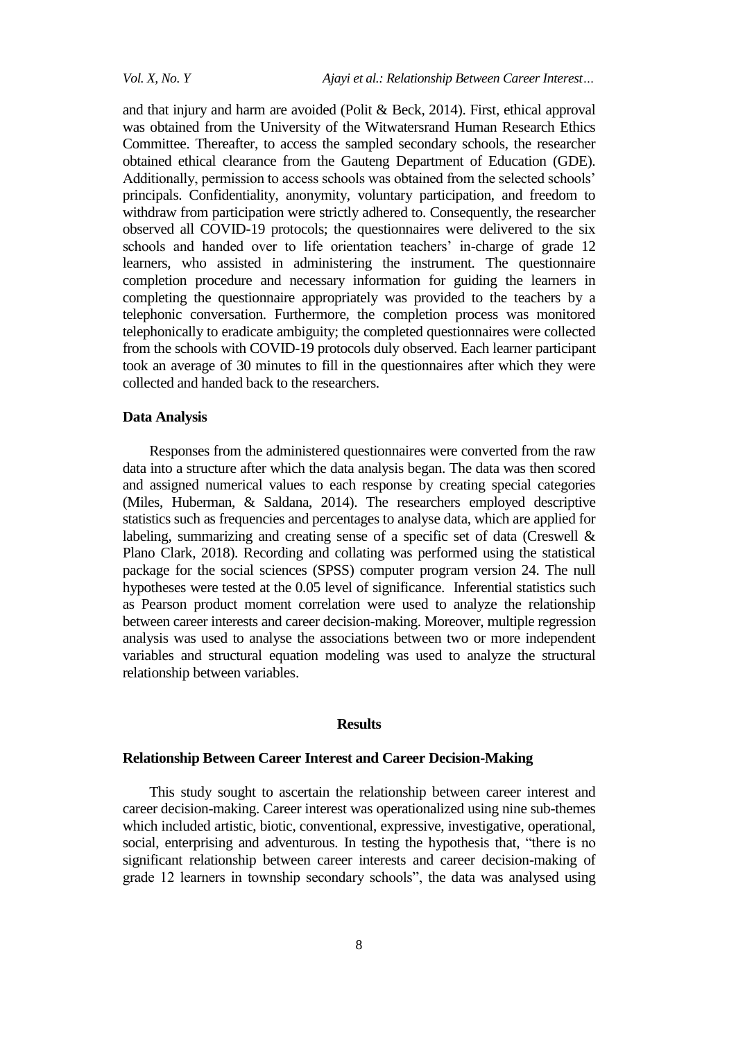and that injury and harm are avoided (Polit & Beck, 2014). First, ethical approval was obtained from the University of the Witwatersrand Human Research Ethics Committee. Thereafter, to access the sampled secondary schools, the researcher obtained ethical clearance from the Gauteng Department of Education (GDE). Additionally, permission to access schools was obtained from the selected schools' principals. Confidentiality, anonymity, voluntary participation, and freedom to withdraw from participation were strictly adhered to. Consequently, the researcher observed all COVID-19 protocols; the questionnaires were delivered to the six schools and handed over to life orientation teachers' in-charge of grade 12 learners, who assisted in administering the instrument. The questionnaire completion procedure and necessary information for guiding the learners in completing the questionnaire appropriately was provided to the teachers by a telephonic conversation. Furthermore, the completion process was monitored telephonically to eradicate ambiguity; the completed questionnaires were collected from the schools with COVID-19 protocols duly observed. Each learner participant took an average of 30 minutes to fill in the questionnaires after which they were collected and handed back to the researchers.

### Data Analysis

Responses from the administered questionnaires were converted from the raw data into a structure after which the data analysis began. The data was then scored and assigned numerical values to each response by creating special categories (Miles, Huberman, & Saldana, 2014). The researchers employed descriptive statistics such as frequencies and percentages to analyse data, which are applied for labeling, summarizing and creating sense of a specific set of data (Creswell & Plano Clark, 2018). Recording and collating was performed using the statistical package for the social sciences (SPSS) computer program version 24. The null hypotheses were tested at the 0.05 level of significance. Inferential statistics such as Pearson product moment correlation were used to analyze the relationship between career interests and career decision-making. Moreover, multiple regression analysis was used to analyse the associations between two or more independent variables and structural equation modeling was used to analyze the structural relationship between variables.

## Results

### Relationship Between Career Interest and Career Decision-Making

This study sought to ascertain the relationship between career interest and career decision-making. Career interest was operationalized using nine sub-themes which included artistic, biotic, conventional, expressive, investigative, operational, social, enterprising and adventurous. In testing the hypothesis that, "there is no significant relationship between career interests and career decision-making of grade 12 learners in township secondary schools", the data was analysed using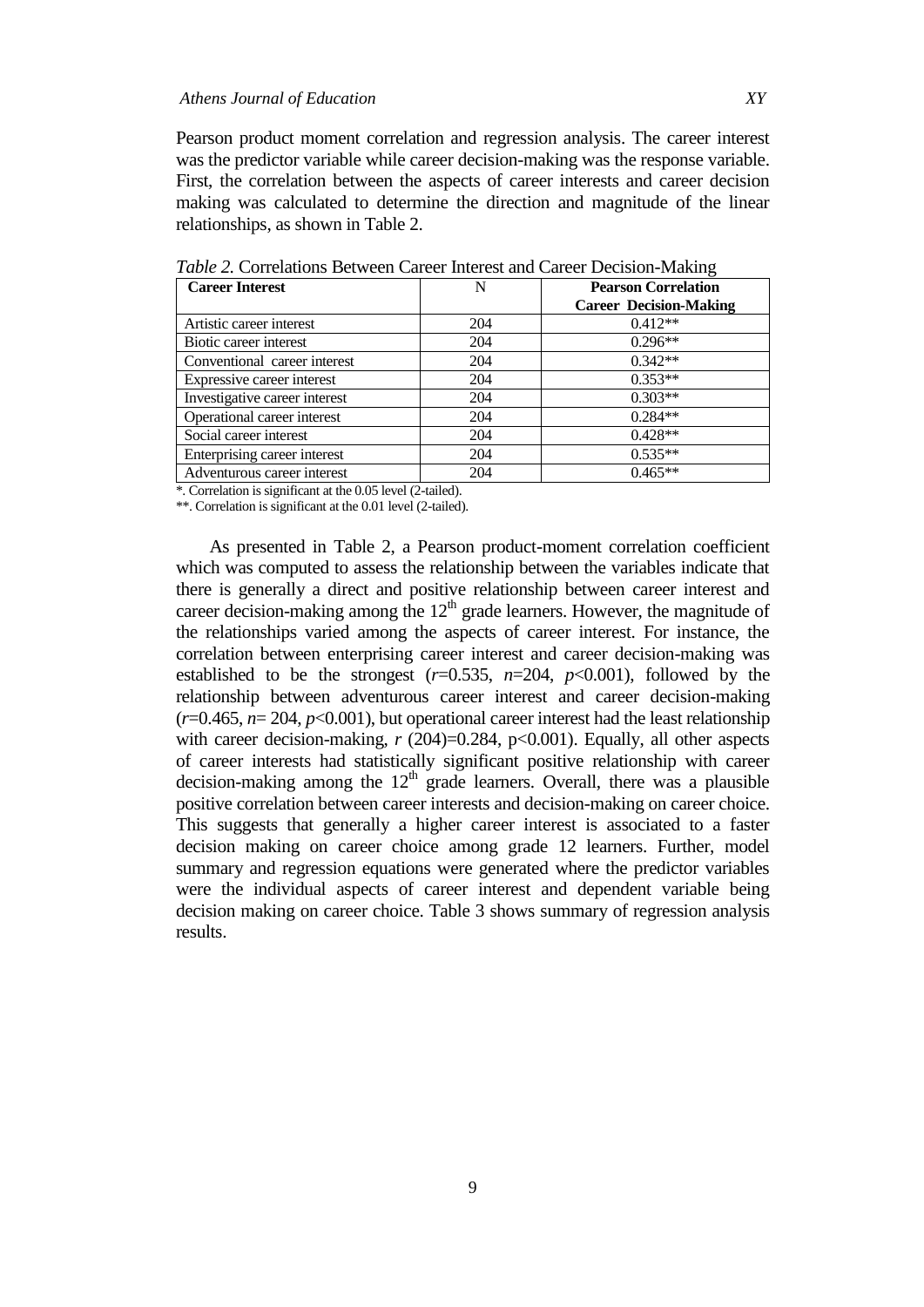Pearson product moment correlation and regression analysis. The career interest was the predictor variable while career decision-making was the response variable. First, the correlation between the aspects of career interests and career decision making was calculated to determine the direction and magnitude of the linear relationships, as shown in Table 2.

*Table 2.* Correlations Between Career Interest and Career Decision-Making

| **Career Interest** | N | **Pearson Correlation Career Decision-Making** |
|---|---|---|
| Artistic career interest | 204 | 0.412** |
| Biotic career interest | 204 | 0.296** |
| Conventional career interest | 204 | 0.342** |
| Expressive career interest | 204 | 0.353** |
| Investigative career interest | 204 | 0.303** |
| Operational career interest | 204 | 0.284** |
| Social career interest | 204 | 0.428** |
| Enterprising career interest | 204 | 0.535** |
| Adventurous career interest | 204 | 0.465** |

*. Correlation is significant at the 0.05 level (2-tailed).
**. Correlation is significant at the 0.01 level (2-tailed).

As presented in Table 2, a Pearson product-moment correlation coefficient which was computed to assess the relationship between the variables indicate that there is generally a direct and positive relationship between career interest and career decision-making among the 12th grade learners. However, the magnitude of the relationships varied among the aspects of career interest. For instance, the correlation between enterprising career interest and career decision-making was established to be the strongest ($r$=0.535, $n$=204, $p$<0.001), followed by the relationship between adventurous career interest and career decision-making ($r$=0.465, $n$= 204, $p$<0.001), but operational career interest had the least relationship with career decision-making, $r$ (204)=0.284, p<0.001). Equally, all other aspects of career interests had statistically significant positive relationship with career decision-making among the 12th grade learners. Overall, there was a plausible positive correlation between career interests and decision-making on career choice. This suggests that generally a higher career interest is associated to a faster decision making on career choice among grade 12 learners. Further, model summary and regression equations were generated where the predictor variables were the individual aspects of career interest and dependent variable being decision making on career choice. Table 3 shows summary of regression analysis results.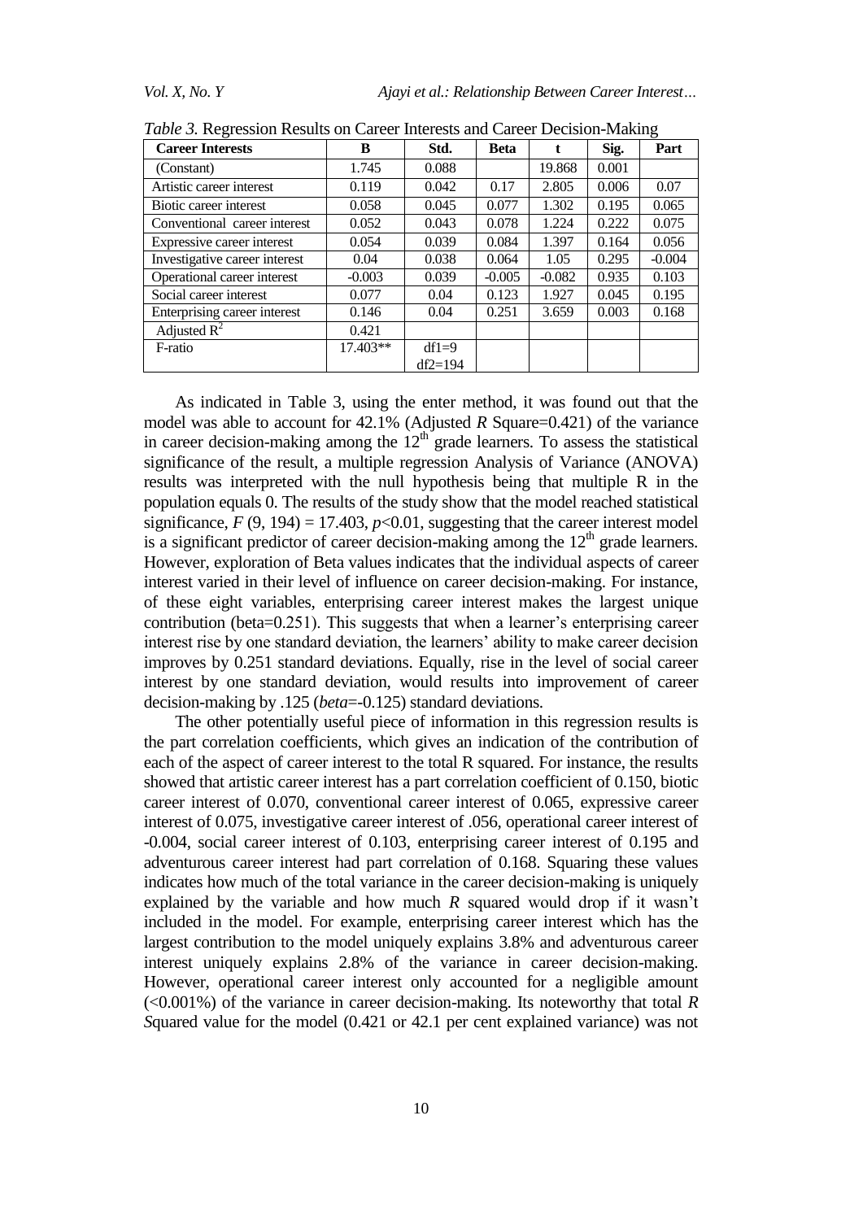*Table 3.* Regression Results on Career Interests and Career Decision-Making

| Career Interests | B | Std. | Beta | t | Sig. | Part |
|---|---|---|---|---|---|---|
| (Constant) | 1.745 | 0.088 | | 19.868 | 0.001 | |
| Artistic career interest | 0.119 | 0.042 | 0.17 | 2.805 | 0.006 | 0.07 |
| Biotic career interest | 0.058 | 0.045 | 0.077 | 1.302 | 0.195 | 0.065 |
| Conventional career interest | 0.052 | 0.043 | 0.078 | 1.224 | 0.222 | 0.075 |
| Expressive career interest | 0.054 | 0.039 | 0.084 | 1.397 | 0.164 | 0.056 |
| Investigative career interest | 0.04 | 0.038 | 0.064 | 1.05 | 0.295 | -0.004 |
| Operational career interest | -0.003 | 0.039 | -0.005 | -0.082 | 0.935 | 0.103 |
| Social career interest | 0.077 | 0.04 | 0.123 | 1.927 | 0.045 | 0.195 |
| Enterprising career interest | 0.146 | 0.04 | 0.251 | 3.659 | 0.003 | 0.168 |
| Adjusted $R^2$ | 0.421 | | | | | |
| F-ratio | 17.403** | df1=9 df2=194 | | | | |

As indicated in Table 3, using the enter method, it was found out that the model was able to account for 42.1% (Adjusted *R* Square=0.421) of the variance in career decision-making among the 12th grade learners. To assess the statistical significance of the result, a multiple regression Analysis of Variance (ANOVA) results was interpreted with the null hypothesis being that multiple R in the population equals 0. The results of the study show that the model reached statistical significance, $F$ (9, 194) = 17.403, $p<0.01$, suggesting that the career interest model is a significant predictor of career decision-making among the 12th grade learners. However, exploration of Beta values indicates that the individual aspects of career interest varied in their level of influence on career decision-making. For instance, of these eight variables, enterprising career interest makes the largest unique contribution (beta=0.251). This suggests that when a learner's enterprising career interest rise by one standard deviation, the learners' ability to make career decision improves by 0.251 standard deviations. Equally, rise in the level of social career interest by one standard deviation, would results into improvement of career decision-making by .125 (*beta*=-0.125) standard deviations.

The other potentially useful piece of information in this regression results is the part correlation coefficients, which gives an indication of the contribution of each of the aspect of career interest to the total R squared. For instance, the results showed that artistic career interest has a part correlation coefficient of 0.150, biotic career interest of 0.070, conventional career interest of 0.065, expressive career interest of 0.075, investigative career interest of .056, operational career interest of -0.004, social career interest of 0.103, enterprising career interest of 0.195 and adventurous career interest had part correlation of 0.168. Squaring these values indicates how much of the total variance in the career decision-making is uniquely explained by the variable and how much *R* squared would drop if it wasn't included in the model. For example, enterprising career interest which has the largest contribution to the model uniquely explains 3.8% and adventurous career interest uniquely explains 2.8% of the variance in career decision-making. However, operational career interest only accounted for a negligible amount (<0.001%) of the variance in career decision-making. Its noteworthy that total *R* *S*quared value for the model (0.421 or 42.1 per cent explained variance) was not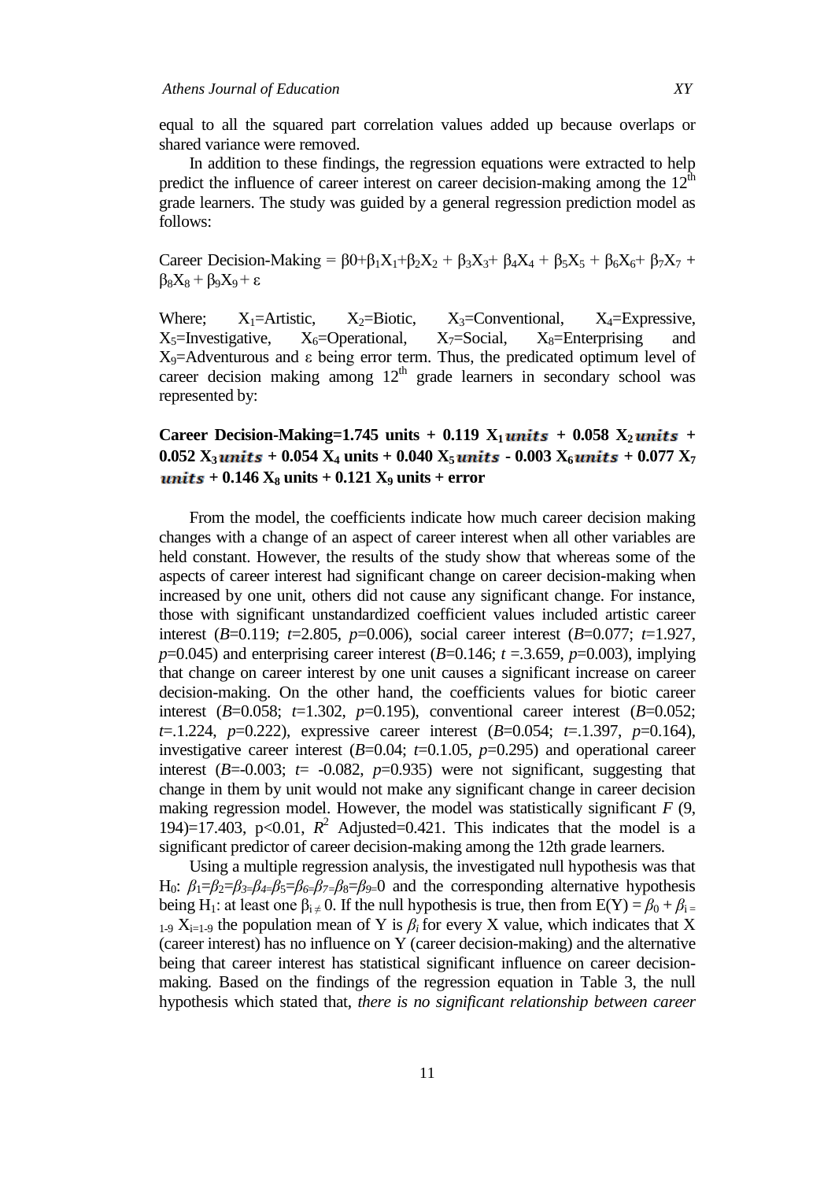equal to all the squared part correlation values added up because overlaps or shared variance were removed.

In addition to these findings, the regression equations were extracted to help predict the influence of career interest on career decision-making among the 12th grade learners. The study was guided by a general regression prediction model as follows:

$$\text{Career Decision-Making} = \beta 0+\beta_1X_1+\beta_2X_2 + \beta_3X_3+ \beta_4X_4 + \beta_5X_5 + \beta_6X_6+ \beta_7X_7 + \beta_8X_8 + \beta_9X_9 + \varepsilon$$

Where; $X_1$=Artistic, $X_2$=Biotic, $X_3$=Conventional, $X_4$=Expressive, $X_5$=Investigative, $X_6$=Operational, $X_7$=Social, $X_8$=Enterprising and $X_9$=Adventurous and ε being error term. Thus, the predicated optimum level of career decision making among 12th grade learners in secondary school was represented by:

**Career Decision-Making=1.745 units + 0.119 $X_1$ *units* + 0.058 $X_2$ *units* + 0.052 $X_3$ *units* + 0.054 $X_4$ units + 0.040 $X_5$ *units* - 0.003 $X_6$ *units* + 0.077 $X_7$ *units* + 0.146 $X_8$ units + 0.121 $X_9$ units + error**

From the model, the coefficients indicate how much career decision making changes with a change of an aspect of career interest when all other variables are held constant. However, the results of the study show that whereas some of the aspects of career interest had significant change on career decision-making when increased by one unit, others did not cause any significant change. For instance, those with significant unstandardized coefficient values included artistic career interest (*B*=0.119; *t*=2.805, *p*=0.006), social career interest (*B*=0.077; *t*=1.927, *p*=0.045) and enterprising career interest (*B*=0.146; *t* =.3.659, *p*=0.003), implying that change on career interest by one unit causes a significant increase on career decision-making. On the other hand, the coefficients values for biotic career interest (*B*=0.058; *t*=1.302, *p*=0.195), conventional career interest (*B*=0.052; *t*=.1.224, *p*=0.222), expressive career interest (*B*=0.054; *t*=.1.397, *p*=0.164), investigative career interest (*B*=0.04; *t*=0.1.05, *p*=0.295) and operational career interest (*B*=-0.003; *t*= -0.082, *p*=0.935) were not significant, suggesting that change in them by unit would not make any significant change in career decision making regression model. However, the model was statistically significant $F$ (9, 194)=17.403, $p<0.01$, $R^2$ Adjusted=0.421. This indicates that the model is a significant predictor of career decision-making among the 12th grade learners.

Using a multiple regression analysis, the investigated null hypothesis was that $H_0$: $\beta_1=\beta_2=\beta_3=\beta_4=\beta_5=\beta_6=\beta_7=\beta_8=\beta_9=0$ and the corresponding alternative hypothesis being $H_1$: at least one $\beta_i \neq 0$. If the null hypothesis is true, then from $E(Y) = \beta_0 + \beta_{i=1\text{-}9} X_{i=1\text{-}9}$ the population mean of Y is $\beta_i$ for every X value, which indicates that X (career interest) has no influence on Y (career decision-making) and the alternative being that career interest has statistical significant influence on career decision-making. Based on the findings of the regression equation in Table 3, the null hypothesis which stated that, *there is no significant relationship between career*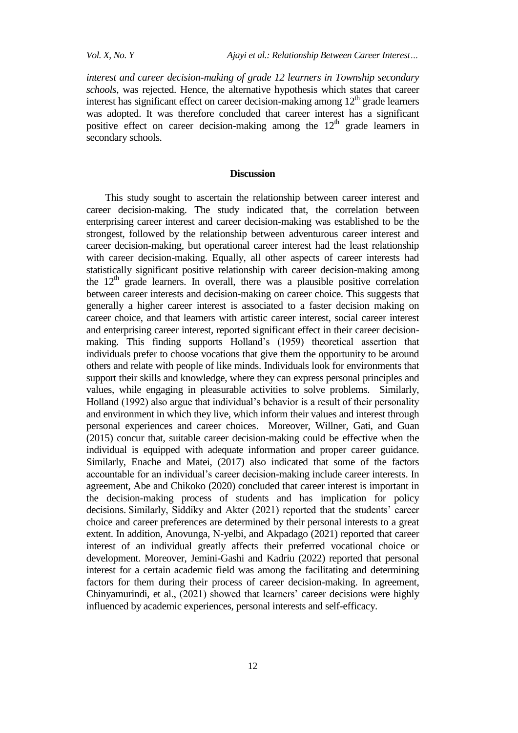*interest and career decision-making of grade 12 learners in Township secondary schools*, was rejected. Hence, the alternative hypothesis which states that career interest has significant effect on career decision-making among 12th grade learners was adopted. It was therefore concluded that career interest has a significant positive effect on career decision-making among the 12th grade learners in secondary schools.

## Discussion

This study sought to ascertain the relationship between career interest and career decision-making. The study indicated that, the correlation between enterprising career interest and career decision-making was established to be the strongest, followed by the relationship between adventurous career interest and career decision-making, but operational career interest had the least relationship with career decision-making. Equally, all other aspects of career interests had statistically significant positive relationship with career decision-making among the 12th grade learners. In overall, there was a plausible positive correlation between career interests and decision-making on career choice. This suggests that generally a higher career interest is associated to a faster decision making on career choice, and that learners with artistic career interest, social career interest and enterprising career interest, reported significant effect in their career decision-making. This finding supports Holland's (1959) theoretical assertion that individuals prefer to choose vocations that give them the opportunity to be around others and relate with people of like minds. Individuals look for environments that support their skills and knowledge, where they can express personal principles and values, while engaging in pleasurable activities to solve problems. Similarly, Holland (1992) also argue that individual's behavior is a result of their personality and environment in which they live, which inform their values and interest through personal experiences and career choices. Moreover, Willner, Gati, and Guan (2015) concur that, suitable career decision-making could be effective when the individual is equipped with adequate information and proper career guidance. Similarly, Enache and Matei, (2017) also indicated that some of the factors accountable for an individual's career decision-making include career interests. In agreement, Abe and Chikoko (2020) concluded that career interest is important in the decision-making process of students and has implication for policy decisions. Similarly, Siddiky and Akter (2021) reported that the students' career choice and career preferences are determined by their personal interests to a great extent. In addition, Anovunga, N-yelbi, and Akpadago (2021) reported that career interest of an individual greatly affects their preferred vocational choice or development. Moreover, Jemini-Gashi and Kadriu (2022) reported that personal interest for a certain academic field was among the facilitating and determining factors for them during their process of career decision-making. In agreement, Chinyamurindi, et al., (2021) showed that learners' career decisions were highly influenced by academic experiences, personal interests and self-efficacy.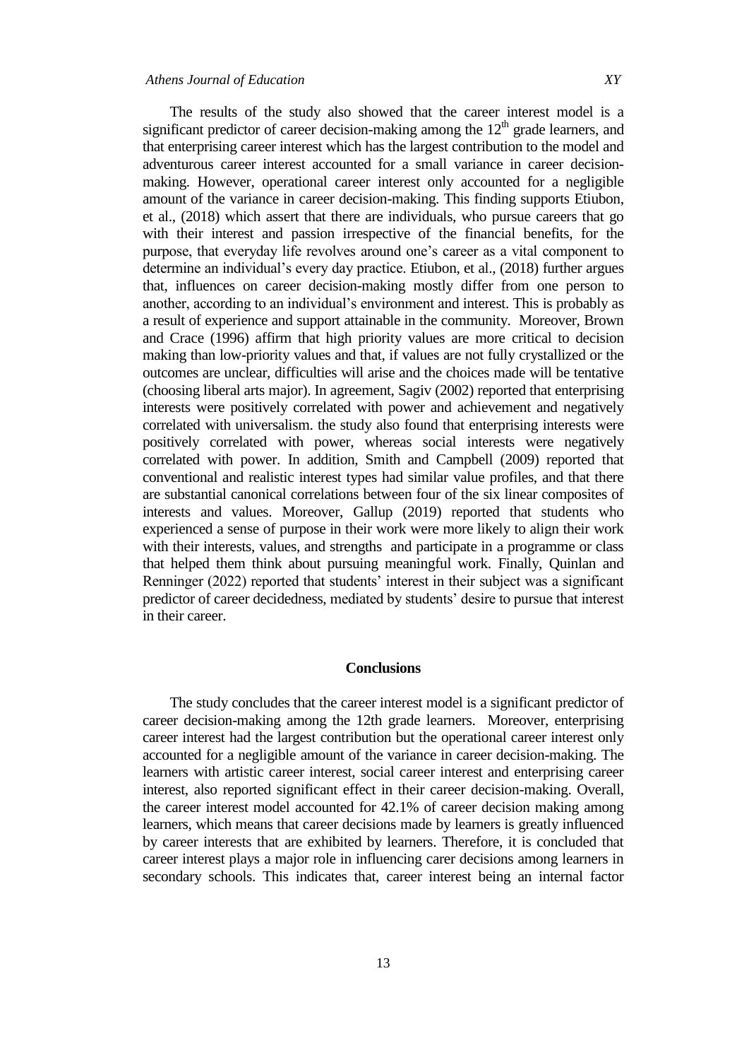The results of the study also showed that the career interest model is a significant predictor of career decision-making among the 12th grade learners, and that enterprising career interest which has the largest contribution to the model and adventurous career interest accounted for a small variance in career decision-making. However, operational career interest only accounted for a negligible amount of the variance in career decision-making. This finding supports Etiubon, et al., (2018) which assert that there are individuals, who pursue careers that go with their interest and passion irrespective of the financial benefits, for the purpose, that everyday life revolves around one's career as a vital component to determine an individual's every day practice. Etiubon, et al., (2018) further argues that, influences on career decision-making mostly differ from one person to another, according to an individual's environment and interest. This is probably as a result of experience and support attainable in the community. Moreover, Brown and Crace (1996) affirm that high priority values are more critical to decision making than low-priority values and that, if values are not fully crystallized or the outcomes are unclear, difficulties will arise and the choices made will be tentative (choosing liberal arts major). In agreement, Sagiv (2002) reported that enterprising interests were positively correlated with power and achievement and negatively correlated with universalism. the study also found that enterprising interests were positively correlated with power, whereas social interests were negatively correlated with power. In addition, Smith and Campbell (2009) reported that conventional and realistic interest types had similar value profiles, and that there are substantial canonical correlations between four of the six linear composites of interests and values. Moreover, Gallup (2019) reported that students who experienced a sense of purpose in their work were more likely to align their work with their interests, values, and strengths and participate in a programme or class that helped them think about pursuing meaningful work. Finally, Quinlan and Renninger (2022) reported that students' interest in their subject was a significant predictor of career decidedness, mediated by students' desire to pursue that interest in their career.

## Conclusions

The study concludes that the career interest model is a significant predictor of career decision-making among the 12th grade learners. Moreover, enterprising career interest had the largest contribution but the operational career interest only accounted for a negligible amount of the variance in career decision-making. The learners with artistic career interest, social career interest and enterprising career interest, also reported significant effect in their career decision-making. Overall, the career interest model accounted for 42.1% of career decision making among learners, which means that career decisions made by learners is greatly influenced by career interests that are exhibited by learners. Therefore, it is concluded that career interest plays a major role in influencing carer decisions among learners in secondary schools. This indicates that, career interest being an internal factor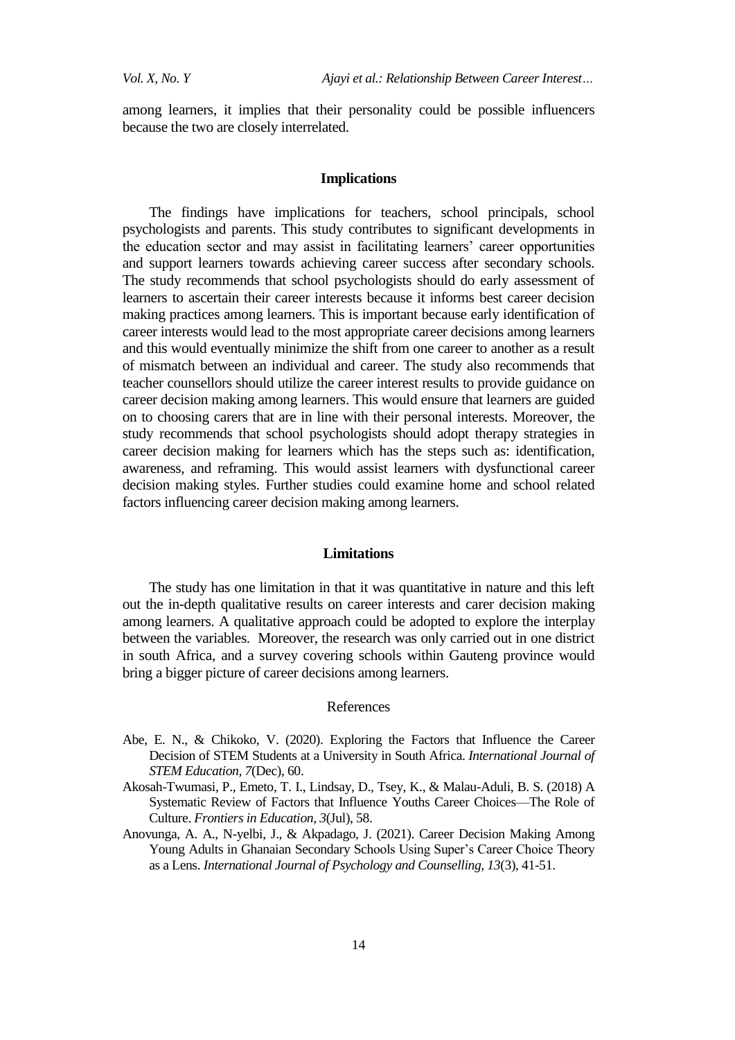among learners, it implies that their personality could be possible influencers because the two are closely interrelated.

## Implications

The findings have implications for teachers, school principals, school psychologists and parents. This study contributes to significant developments in the education sector and may assist in facilitating learners' career opportunities and support learners towards achieving career success after secondary schools. The study recommends that school psychologists should do early assessment of learners to ascertain their career interests because it informs best career decision making practices among learners. This is important because early identification of career interests would lead to the most appropriate career decisions among learners and this would eventually minimize the shift from one career to another as a result of mismatch between an individual and career. The study also recommends that teacher counsellors should utilize the career interest results to provide guidance on career decision making among learners. This would ensure that learners are guided on to choosing carers that are in line with their personal interests. Moreover, the study recommends that school psychologists should adopt therapy strategies in career decision making for learners which has the steps such as: identification, awareness, and reframing. This would assist learners with dysfunctional career decision making styles. Further studies could examine home and school related factors influencing career decision making among learners.

## Limitations

The study has one limitation in that it was quantitative in nature and this left out the in-depth qualitative results on career interests and carer decision making among learners. A qualitative approach could be adopted to explore the interplay between the variables. Moreover, the research was only carried out in one district in south Africa, and a survey covering schools within Gauteng province would bring a bigger picture of career decisions among learners.

## References

Abe, E. N., & Chikoko, V. (2020). Exploring the Factors that Influence the Career Decision of STEM Students at a University in South Africa. *International Journal of STEM Education, 7*(Dec), 60.

Akosah-Twumasi, P., Emeto, T. I., Lindsay, D., Tsey, K., & Malau-Aduli, B. S. (2018) A Systematic Review of Factors that Influence Youths Career Choices—The Role of Culture. *Frontiers in Education, 3*(Jul), 58.

Anovunga, A. A., N-yelbi, J., & Akpadago, J. (2021). Career Decision Making Among Young Adults in Ghanaian Secondary Schools Using Super's Career Choice Theory as a Lens. *International Journal of Psychology and Counselling, 13*(3), 41-51.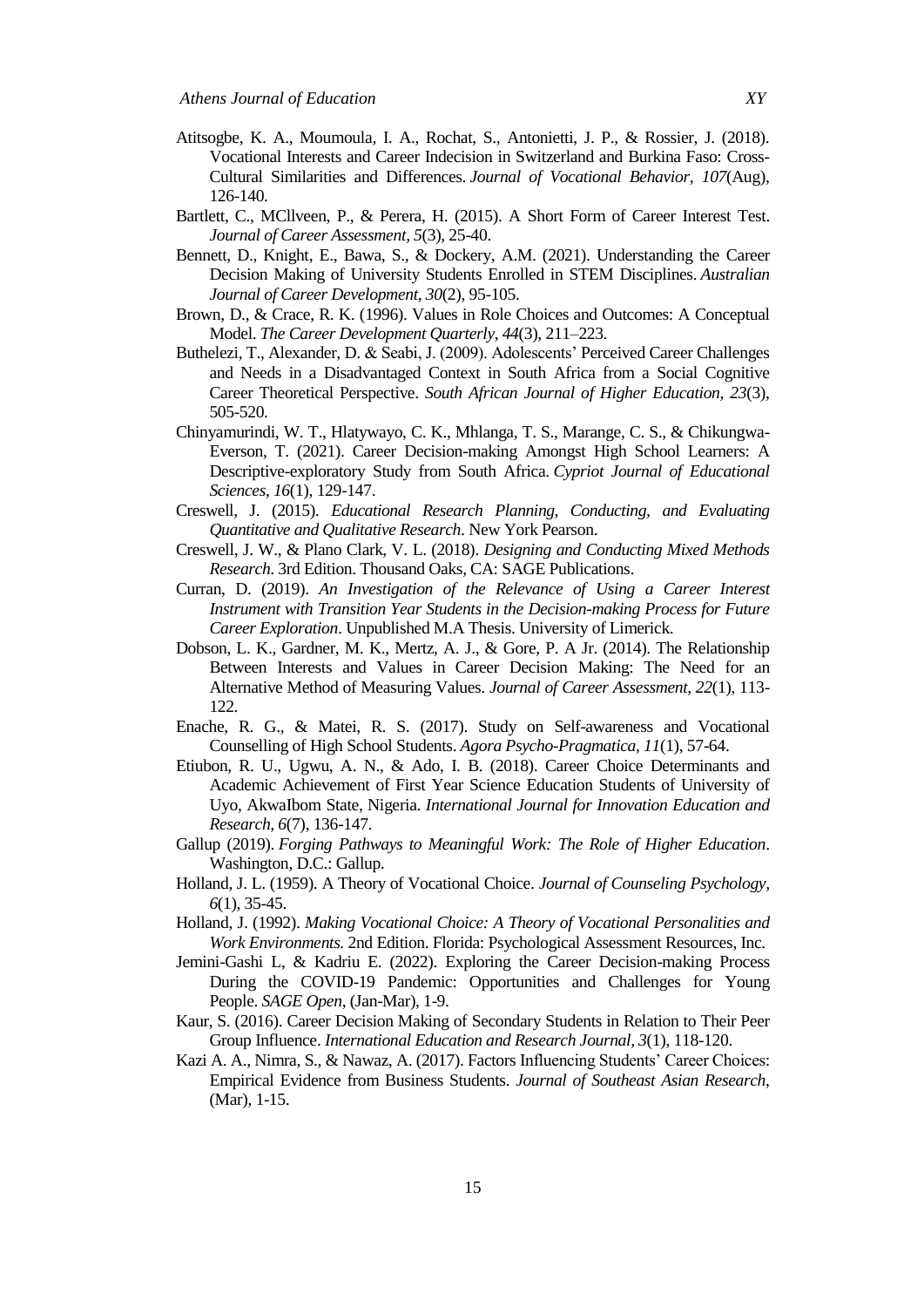Atitsogbe, K. A., Moumoula, I. A., Rochat, S., Antonietti, J. P., & Rossier, J. (2018). Vocational Interests and Career Indecision in Switzerland and Burkina Faso: Cross-Cultural Similarities and Differences. *Journal of Vocational Behavior, 107*(Aug), 126-140.

Bartlett, C., MCllveen, P., & Perera, H. (2015). A Short Form of Career Interest Test. *Journal of Career Assessment, 5*(3), 25-40.

Bennett, D., Knight, E., Bawa, S., & Dockery, A.M. (2021). Understanding the Career Decision Making of University Students Enrolled in STEM Disciplines. *Australian Journal of Career Development*, *30*(2), 95-105.

Brown, D., & Crace, R. K. (1996). Values in Role Choices and Outcomes: A Conceptual Model. *The Career Development Quarterly*, *44*(3), 211–223.

Buthelezi, T., Alexander, D. & Seabi, J. (2009). Adolescents' Perceived Career Challenges and Needs in a Disadvantaged Context in South Africa from a Social Cognitive Career Theoretical Perspective. *South African Journal of Higher Education, 23*(3), 505-520.

Chinyamurindi, W. T., Hlatywayo, C. K., Mhlanga, T. S., Marange, C. S., & Chikungwa-Everson, T. (2021). Career Decision-making Amongst High School Learners: A Descriptive-exploratory Study from South Africa. *Cypriot Journal of Educational Sciences*, *16*(1), 129-147.

Creswell, J. (2015). *Educational Research Planning, Conducting, and Evaluating Quantitative and Qualitative Research*. New York Pearson.

Creswell, J. W., & Plano Clark, V. L. (2018). *Designing and Conducting Mixed Methods Research*. 3rd Edition. Thousand Oaks, CA: SAGE Publications.

Curran, D. (2019). *An Investigation of the Relevance of Using a Career Interest Instrument with Transition Year Students in the Decision-making Process for Future Career Exploration*. Unpublished M.A Thesis. University of Limerick.

Dobson, L. K., Gardner, M. K., Mertz, A. J., & Gore, P. A Jr. (2014). The Relationship Between Interests and Values in Career Decision Making: The Need for an Alternative Method of Measuring Values. *Journal of Career Assessment, 22*(1), 113-122.

Enache, R. G., & Matei, R. S. (2017). Study on Self-awareness and Vocational Counselling of High School Students. *Agora Psycho-Pragmatica*, *11*(1), 57-64.

Etiubon, R. U., Ugwu, A. N., & Ado, I. B. (2018). Career Choice Determinants and Academic Achievement of First Year Science Education Students of University of Uyo, AkwaIbom State, Nigeria. *International Journal for Innovation Education and Research*, *6*(7), 136-147.

Gallup (2019). *Forging Pathways to Meaningful Work: The Role of Higher Education*. Washington, D.C.: Gallup.

Holland, J. L. (1959). A Theory of Vocational Choice. *Journal of Counseling Psychology, 6*(1), 35-45.

Holland, J. (1992). *Making Vocational Choice: A Theory of Vocational Personalities and Work Environments.* 2nd Edition. Florida: Psychological Assessment Resources, Inc.

Jemini-Gashi L, & Kadriu E. (2022). Exploring the Career Decision-making Process During the COVID-19 Pandemic: Opportunities and Challenges for Young People. *SAGE Open*, (Jan-Mar), 1-9.

Kaur, S. (2016). Career Decision Making of Secondary Students in Relation to Their Peer Group Influence. *International Education and Research Journal*, *3*(1), 118-120.

Kazi A. A., Nimra, S., & Nawaz, A. (2017). Factors Influencing Students' Career Choices: Empirical Evidence from Business Students. *Journal of Southeast Asian Research*, (Mar), 1-15.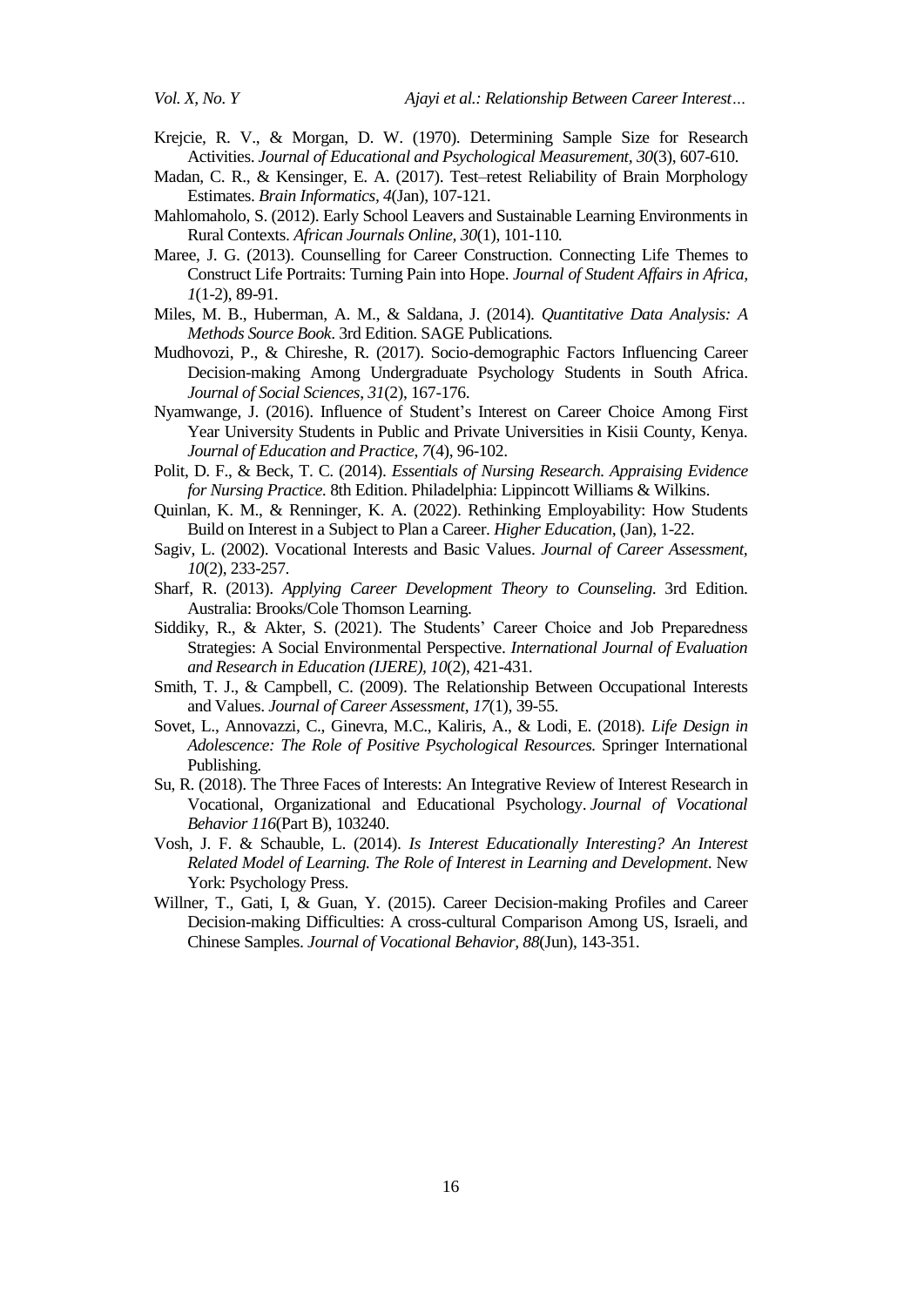Krejcie, R. V., & Morgan, D. W. (1970). Determining Sample Size for Research Activities. *Journal of Educational and Psychological Measurement, 30*(3), 607-610.

Madan, C. R., & Kensinger, E. A. (2017). Test–retest Reliability of Brain Morphology Estimates. *Brain Informatics, 4*(Jan), 107-121.

Mahlomaholo, S. (2012). Early School Leavers and Sustainable Learning Environments in Rural Contexts. *African Journals Online, 30*(1), 101-110.

Maree, J. G. (2013). Counselling for Career Construction. Connecting Life Themes to Construct Life Portraits: Turning Pain into Hope. *Journal of Student Affairs in Africa, 1*(1-2), 89-91.

Miles, M. B., Huberman, A. M., & Saldana, J. (2014). *Quantitative Data Analysis: A Methods Source Book*. 3rd Edition. SAGE Publications.

Mudhovozi, P., & Chireshe, R. (2017). Socio-demographic Factors Influencing Career Decision-making Among Undergraduate Psychology Students in South Africa. *Journal of Social Sciences*, *31*(2), 167-176.

Nyamwange, J. (2016). Influence of Student's Interest on Career Choice Among First Year University Students in Public and Private Universities in Kisii County, Kenya. *Journal of Education and Practice, 7*(4), 96-102.

Polit, D. F., & Beck, T. C. (2014). *Essentials of Nursing Research. Appraising Evidence for Nursing Practice.* 8th Edition. Philadelphia: Lippincott Williams & Wilkins.

Quinlan, K. M., & Renninger, K. A. (2022). Rethinking Employability: How Students Build on Interest in a Subject to Plan a Career. *Higher Education*, (Jan), 1-22.

Sagiv, L. (2002). Vocational Interests and Basic Values. *Journal of Career Assessment, 10*(2), 233-257.

Sharf, R. (2013). *Applying Career Development Theory to Counseling*. 3rd Edition. Australia: Brooks/Cole Thomson Learning.

Siddiky, R., & Akter, S. (2021). The Students' Career Choice and Job Preparedness Strategies: A Social Environmental Perspective. *International Journal of Evaluation and Research in Education (IJERE), 10*(2), 421-431.

Smith, T. J., & Campbell, C. (2009). The Relationship Between Occupational Interests and Values. *Journal of Career Assessment*, *17*(1), 39-55.

Sovet, L., Annovazzi, C., Ginevra, M.C., Kaliris, A., & Lodi, E. (2018). *Life Design in Adolescence: The Role of Positive Psychological Resources.* Springer International Publishing.

Su, R. (2018). The Three Faces of Interests: An Integrative Review of Interest Research in Vocational, Organizational and Educational Psychology. *Journal of Vocational Behavior 116*(Part B), 103240.

Vosh, J. F. & Schauble, L. (2014). *Is Interest Educationally Interesting? An Interest Related Model of Learning. The Role of Interest in Learning and Development*. New York: Psychology Press.

Willner, T., Gati, I, & Guan, Y. (2015). Career Decision-making Profiles and Career Decision-making Difficulties: A cross-cultural Comparison Among US, Israeli, and Chinese Samples. *Journal of Vocational Behavior, 88*(Jun), 143-351.